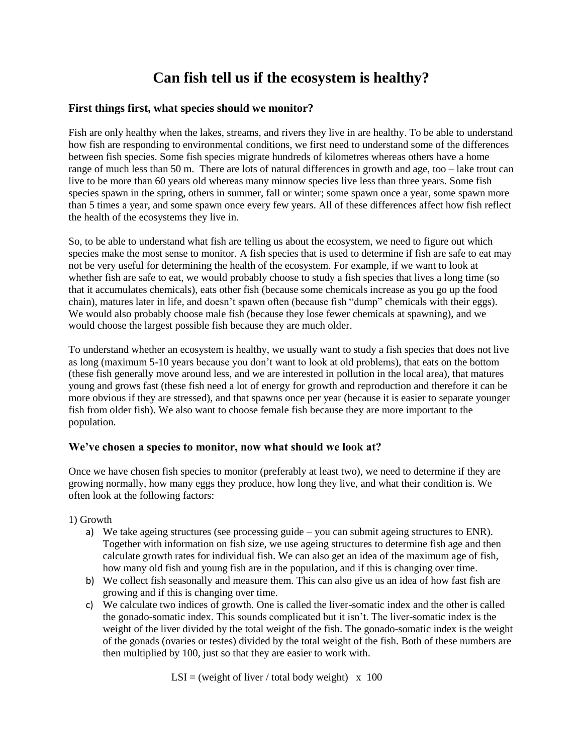# Can fish tell us if the ecosystem is healthy?

## First things first, what species should we monitor?

Fish are only healthy when the lakes, streams, and rivers they live in are healthy. To be able to understand how fish are responding to environmental conditions, we first need to understand some of the differences between fish species. Some fish species migrate hundreds of kilometres whereas others have a home range of much less than 50 m. There are lots of natural differences in growth and age, too – lake trout can live to be more than 60 years old whereas many minnow species live less than three years. Some fish species spawn in the spring, others in summer, fall or winter; some spawn once a year, some spawn more than 5 times a year, and some spawn once every few years. All of these differences affect how fish reflect the health of the ecosystems they live in.

So, to be able to understand what fish are telling us about the ecosystem, we need to figure out which species make the most sense to monitor. A fish species that is used to determine if fish are safe to eat may not be very useful for determining the health of the ecosystem. For example, if we want to look at whether fish are safe to eat, we would probably choose to study a fish species that lives a long time (so that it accumulates chemicals), eats other fish (because some chemicals increase as you go up the food chain), matures later in life, and doesn't spawn often (because fish "dump" chemicals with their eggs). We would also probably choose male fish (because they lose fewer chemicals at spawning), and we would choose the largest possible fish because they are much older.

To understand whether an ecosystem is healthy, we usually want to study a fish species that does not live as long (maximum 5-10 years because you don't want to look at old problems), that eats on the bottom (these fish generally move around less, and we are interested in pollution in the local area), that matures young and grows fast (these fish need a lot of energy for growth and reproduction and therefore it can be more obvious if they are stressed), and that spawns once per year (because it is easier to separate younger fish from older fish). We also want to choose female fish because they are more important to the population.

## We've chosen a species to monitor, now what should we look at?

Once we have chosen fish species to monitor (preferably at least two), we need to determine if they are growing normally, how many eggs they produce, how long they live, and what their condition is. We often look at the following factors:

1) Growth

a) We take ageing structures (see processing guide – you can submit ageing structures to ENR). Together with information on fish size, we use ageing structures to determine fish age and then calculate growth rates for individual fish. We can also get an idea of the maximum age of fish, how many old fish and young fish are in the population, and if this is changing over time.

b) We collect fish seasonally and measure them. This can also give us an idea of how fast fish are growing and if this is changing over time.

c) We calculate two indices of growth. One is called the liver-somatic index and the other is called the gonado-somatic index. This sounds complicated but it isn't. The liver-somatic index is the weight of the liver divided by the total weight of the fish. The gonado-somatic index is the weight of the gonads (ovaries or testes) divided by the total weight of the fish. Both of these numbers are then multiplied by 100, just so that they are easier to work with.

$$LSI = (\text{weight of liver} / \text{total body weight}) \times 100$$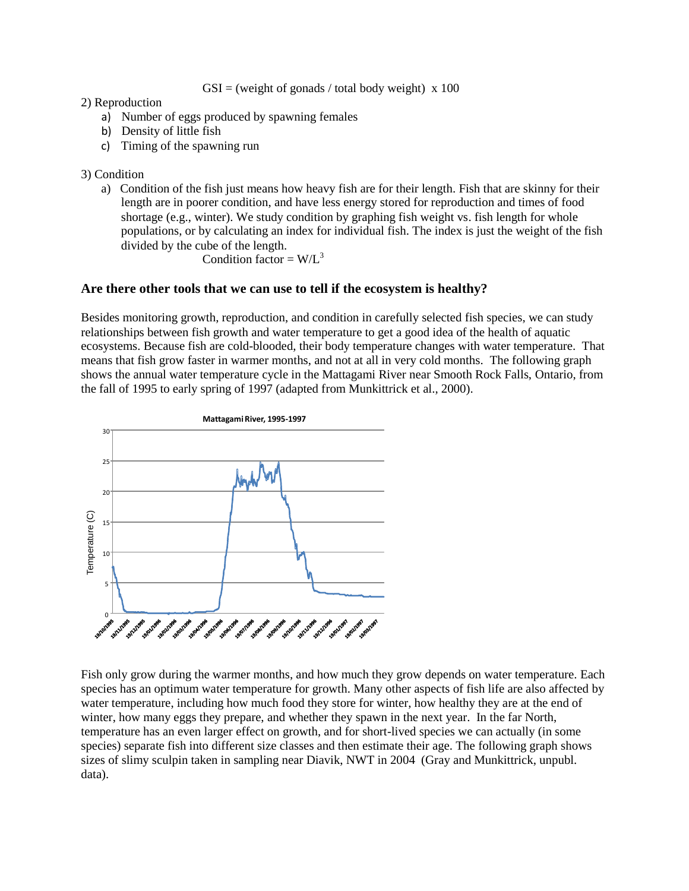$$GSI = (\text{weight of gonads} / \text{total body weight}) \times 100$$

2) Reproduction
   a) Number of eggs produced by spawning females
   b) Density of little fish
   c) Timing of the spawning run

3) Condition
   a) Condition of the fish just means how heavy fish are for their length. Fish that are skinny for their length are in poorer condition, and have less energy stored for reproduction and times of food shortage (e.g., winter). We study condition by graphing fish weight vs. fish length for whole populations, or by calculating an index for individual fish. The index is just the weight of the fish divided by the cube of the length.

$$\text{Condition factor} = W/L^3$$

## Are there other tools that we can use to tell if the ecosystem is healthy?

Besides monitoring growth, reproduction, and condition in carefully selected fish species, we can study relationships between fish growth and water temperature to get a good idea of the health of aquatic ecosystems. Because fish are cold-blooded, their body temperature changes with water temperature. That means that fish grow faster in warmer months, and not at all in very cold months. The following graph shows the annual water temperature cycle in the Mattagami River near Smooth Rock Falls, Ontario, from the fall of 1995 to early spring of 1997 (adapted from Munkittrick et al., 2000).

Fish only grow during the warmer months, and how much they grow depends on water temperature. Each species has an optimum water temperature for growth. Many other aspects of fish life are also affected by water temperature, including how much food they store for winter, how healthy they are at the end of winter, how many eggs they prepare, and whether they spawn in the next year. In the far North, temperature has an even larger effect on growth, and for short-lived species we can actually (in some species) separate fish into different size classes and then estimate their age. The following graph shows sizes of slimy sculpin taken in sampling near Diavik, NWT in 2004 (Gray and Munkittrick, unpubl. data).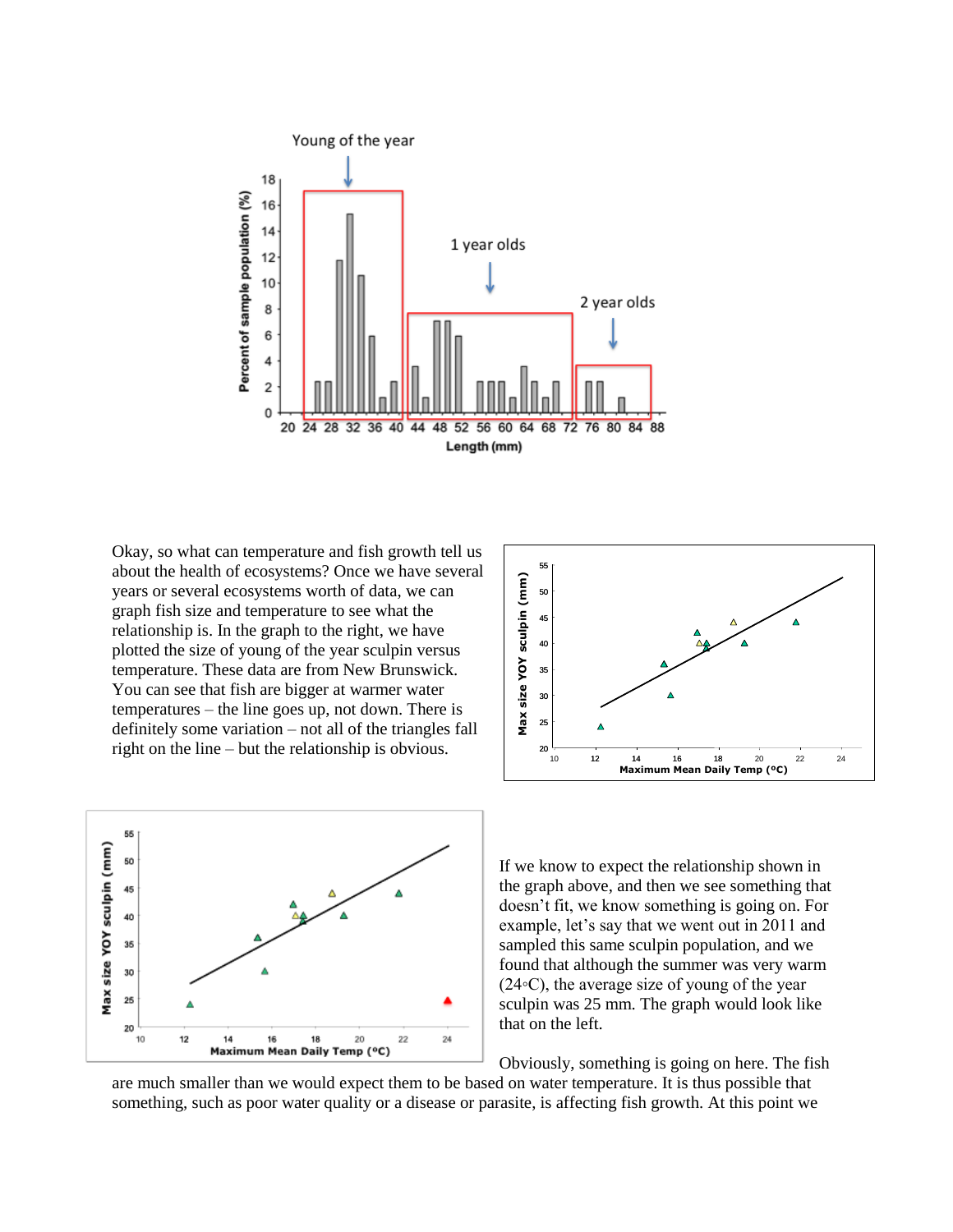Okay, so what can temperature and fish growth tell us about the health of ecosystems? Once we have several years or several ecosystems worth of data, we can graph fish size and temperature to see what the relationship is. In the graph to the right, we have plotted the size of young of the year sculpin versus temperature. These data are from New Brunswick. You can see that fish are bigger at warmer water temperatures – the line goes up, not down. There is definitely some variation – not all of the triangles fall right on the line – but the relationship is obvious.

If we know to expect the relationship shown in the graph above, and then we see something that doesn't fit, we know something is going on. For example, let's say that we went out in 2011 and sampled this same sculpin population, and we found that although the summer was very warm (24◦C), the average size of young of the year sculpin was 25 mm. The graph would look like that on the left.

Obviously, something is going on here. The fish are much smaller than we would expect them to be based on water temperature. It is thus possible that something, such as poor water quality or a disease or parasite, is affecting fish growth. At this point we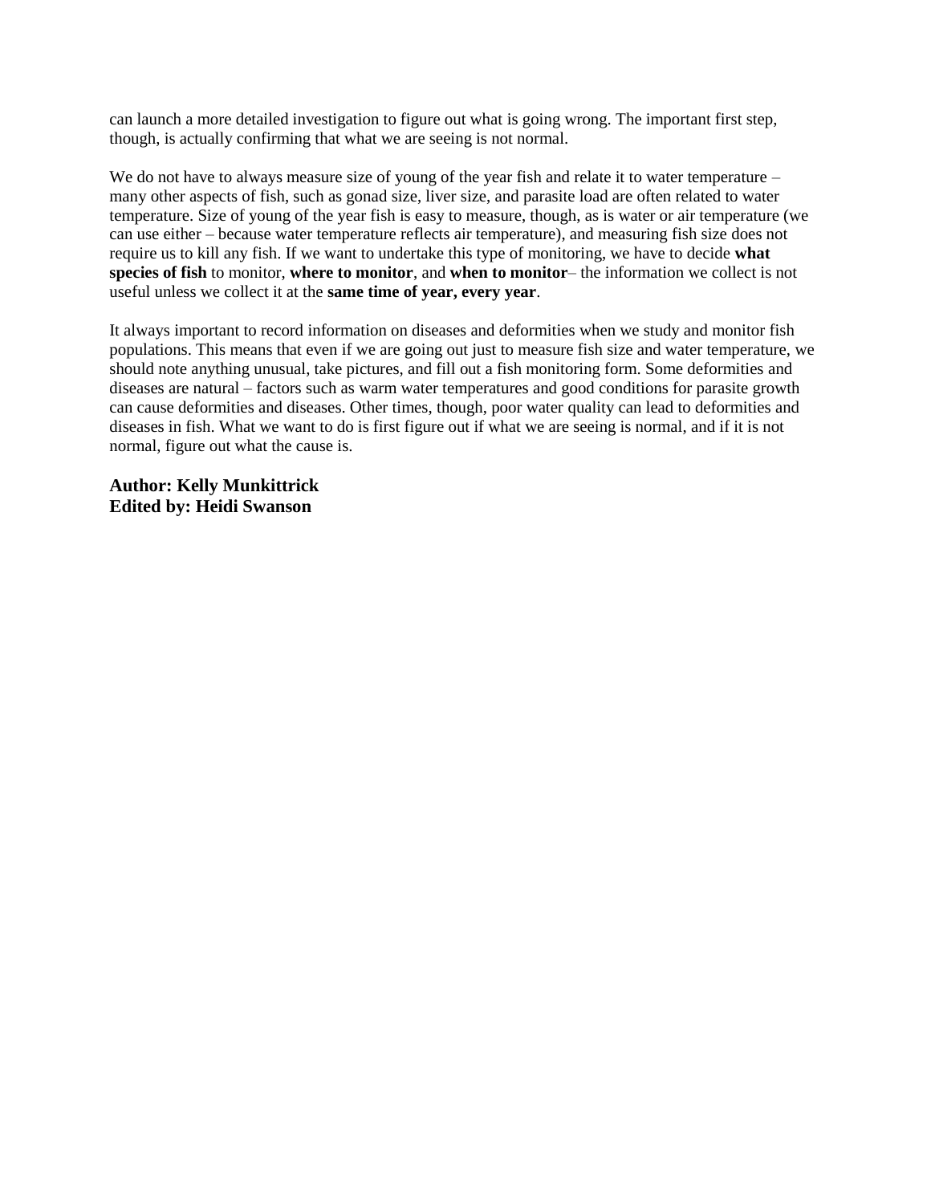can launch a more detailed investigation to figure out what is going wrong. The important first step, though, is actually confirming that what we are seeing is not normal.

We do not have to always measure size of young of the year fish and relate it to water temperature – many other aspects of fish, such as gonad size, liver size, and parasite load are often related to water temperature. Size of young of the year fish is easy to measure, though, as is water or air temperature (we can use either – because water temperature reflects air temperature), and measuring fish size does not require us to kill any fish. If we want to undertake this type of monitoring, we have to decide **what species of fish** to monitor, **where to monitor**, and **when to monitor**– the information we collect is not useful unless we collect it at the **same time of year, every year**.

It always important to record information on diseases and deformities when we study and monitor fish populations. This means that even if we are going out just to measure fish size and water temperature, we should note anything unusual, take pictures, and fill out a fish monitoring form. Some deformities and diseases are natural – factors such as warm water temperatures and good conditions for parasite growth can cause deformities and diseases. Other times, though, poor water quality can lead to deformities and diseases in fish. What we want to do is first figure out if what we are seeing is normal, and if it is not normal, figure out what the cause is.

**Author: Kelly Munkittrick**
**Edited by: Heidi Swanson**